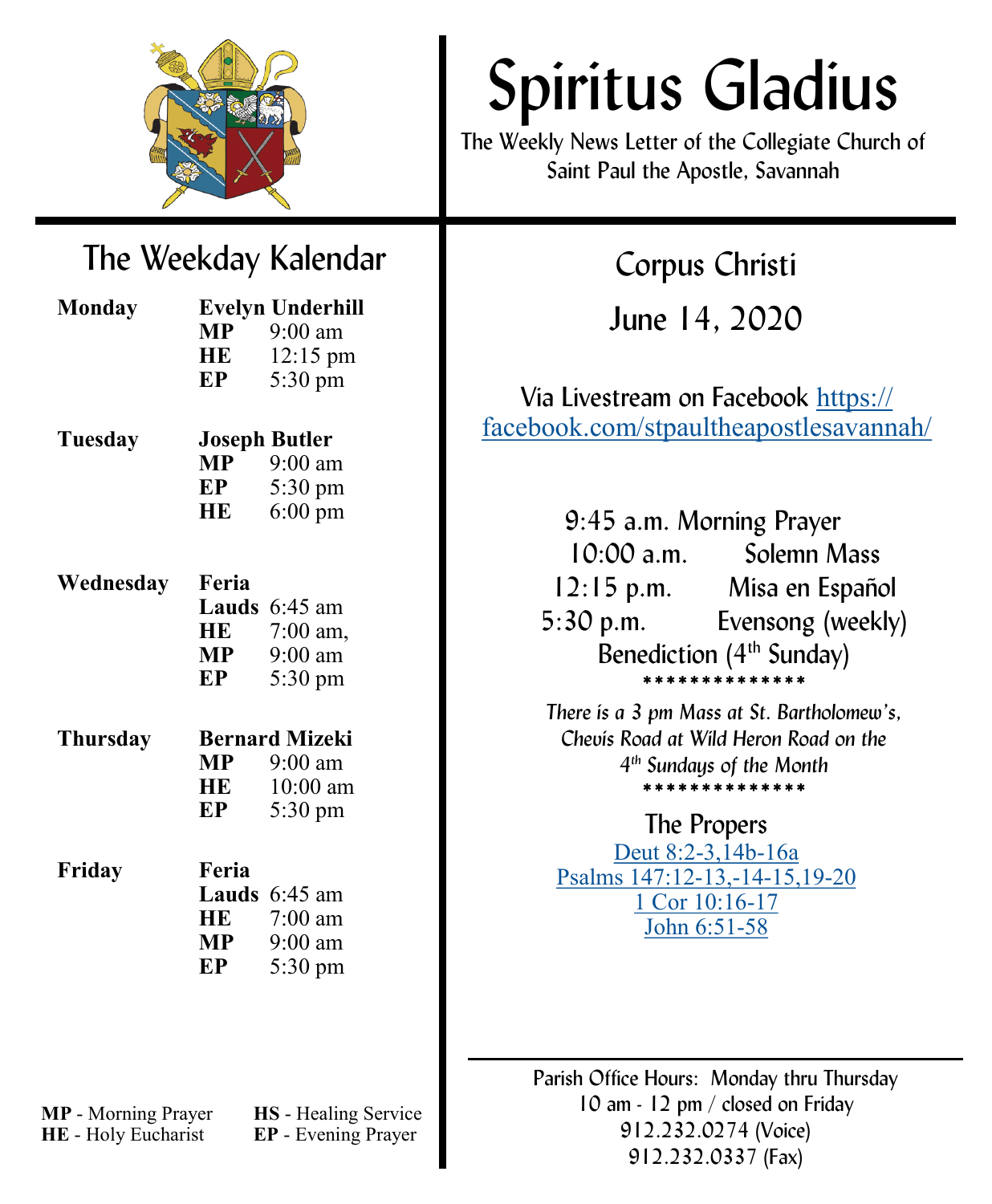# Spiritus Gladius

The Weekly News Letter of the Collegiate Church of Saint Paul the Apostle, Savannah

## The Weekday Kalendar

**Monday** — **Evelyn Underhill**

| | |
|---|---|
| **MP** | 9:00 am |
| **HE** | 12:15 pm |
| **EP** | 5:30 pm |

**Tuesday** — **Joseph Butler**

| | |
|---|---|
| **MP** | 9:00 am |
| **EP** | 5:30 pm |
| **HE** | 6:00 pm |

**Wednesday** — **Feria**

| | |
|---|---|
| **Lauds** | 6:45 am |
| **HE** | 7:00 am, |
| **MP** | 9:00 am |
| **EP** | 5:30 pm |

**Thursday** — **Bernard Mizeki**

| | |
|---|---|
| **MP** | 9:00 am |
| **HE** | 10:00 am |
| **EP** | 5:30 pm |

**Friday** — **Feria**

| | |
|---|---|
| **Lauds** | 6:45 am |
| **HE** | 7:00 am |
| **MP** | 9:00 am |
| **EP** | 5:30 pm |

**MP** - Morning Prayer
**HE** - Holy Eucharist
**HS** - Healing Service
**EP** - Evening Prayer

## Corpus Christi

## June 14, 2020

Via Livestream on Facebook https://facebook.com/stpaultheapostlesavannah/

9:45 a.m. Morning Prayer
10:00 a.m. Solemn Mass
12:15 p.m. Misa en Español
5:30 p.m. Evensong (weekly)
Benediction (4th Sunday)

**************

*There is a 3 pm Mass at St. Bartholomew's, Chevis Road at Wild Heron Road on the 4th Sundays of the Month*

**************

### The Propers

Deut 8:2-3,14b-16a
Psalms 147:12-13,-14-15,19-20
1 Cor 10:16-17
John 6:51-58

Parish Office Hours: Monday thru Thursday
10 am - 12 pm / closed on Friday
912.232.0274 (Voice)
912.232.0337 (Fax)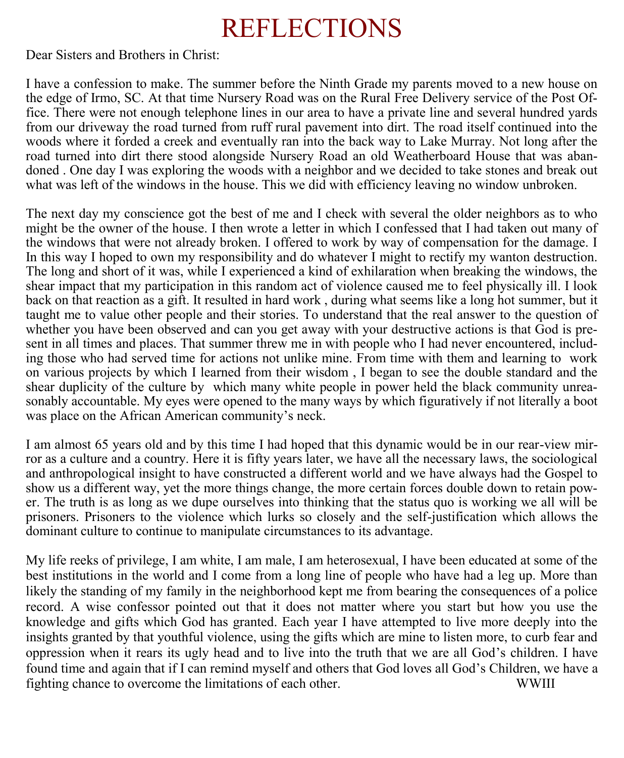# REFLECTIONS

Dear Sisters and Brothers in Christ:

I have a confession to make. The summer before the Ninth Grade my parents moved to a new house on the edge of Irmo, SC. At that time Nursery Road was on the Rural Free Delivery service of the Post Office. There were not enough telephone lines in our area to have a private line and several hundred yards from our driveway the road turned from ruff rural pavement into dirt. The road itself continued into the woods where it forded a creek and eventually ran into the back way to Lake Murray. Not long after the road turned into dirt there stood alongside Nursery Road an old Weatherboard House that was abandoned . One day I was exploring the woods with a neighbor and we decided to take stones and break out what was left of the windows in the house. This we did with efficiency leaving no window unbroken.

The next day my conscience got the best of me and I check with several the older neighbors as to who might be the owner of the house. I then wrote a letter in which I confessed that I had taken out many of the windows that were not already broken. I offered to work by way of compensation for the damage. I In this way I hoped to own my responsibility and do whatever I might to rectify my wanton destruction. The long and short of it was, while I experienced a kind of exhilaration when breaking the windows, the shear impact that my participation in this random act of violence caused me to feel physically ill. I look back on that reaction as a gift. It resulted in hard work , during what seems like a long hot summer, but it taught me to value other people and their stories. To understand that the real answer to the question of whether you have been observed and can you get away with your destructive actions is that God is present in all times and places. That summer threw me in with people who I had never encountered, including those who had served time for actions not unlike mine. From time with them and learning to work on various projects by which I learned from their wisdom , I began to see the double standard and the shear duplicity of the culture by which many white people in power held the black community unreasonably accountable. My eyes were opened to the many ways by which figuratively if not literally a boot was place on the African American community's neck.

I am almost 65 years old and by this time I had hoped that this dynamic would be in our rear-view mirror as a culture and a country. Here it is fifty years later, we have all the necessary laws, the sociological and anthropological insight to have constructed a different world and we have always had the Gospel to show us a different way, yet the more things change, the more certain forces double down to retain power. The truth is as long as we dupe ourselves into thinking that the status quo is working we all will be prisoners. Prisoners to the violence which lurks so closely and the self-justification which allows the dominant culture to continue to manipulate circumstances to its advantage.

My life reeks of privilege, I am white, I am male, I am heterosexual, I have been educated at some of the best institutions in the world and I come from a long line of people who have had a leg up. More than likely the standing of my family in the neighborhood kept me from bearing the consequences of a police record. A wise confessor pointed out that it does not matter where you start but how you use the knowledge and gifts which God has granted. Each year I have attempted to live more deeply into the insights granted by that youthful violence, using the gifts which are mine to listen more, to curb fear and oppression when it rears its ugly head and to live into the truth that we are all God's children. I have found time and again that if I can remind myself and others that God loves all God's Children, we have a fighting chance to overcome the limitations of each other.

WWIII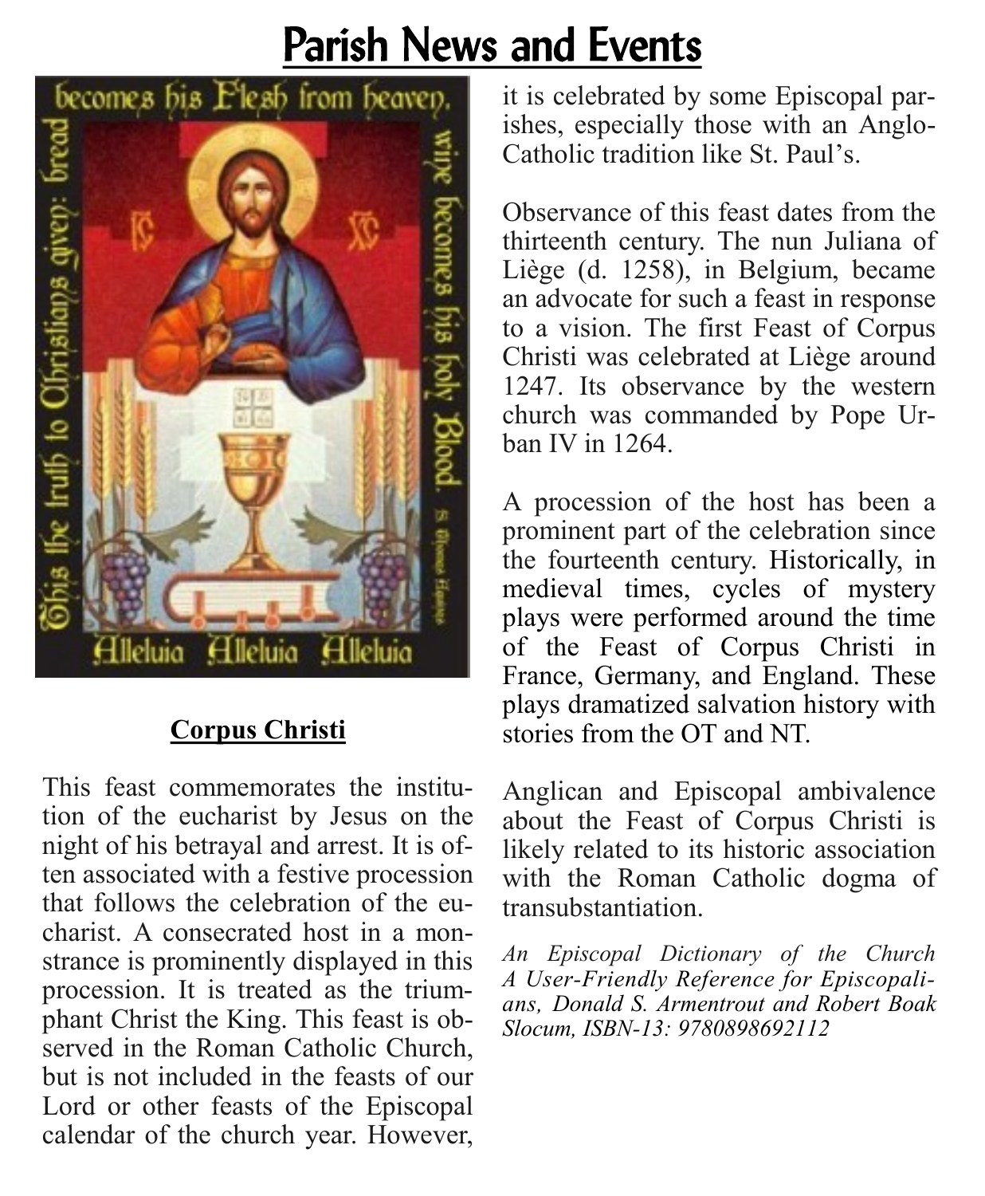# Parish News and Events

## Corpus Christi

This feast commemorates the institution of the eucharist by Jesus on the night of his betrayal and arrest. It is often associated with a festive procession that follows the celebration of the eucharist. A consecrated host in a monstrance is prominently displayed in this procession. It is treated as the triumphant Christ the King. This feast is observed in the Roman Catholic Church, but is not included in the feasts of our Lord or other feasts of the Episcopal calendar of the church year. However, it is celebrated by some Episcopal parishes, especially those with an Anglo-Catholic tradition like St. Paul's.

Observance of this feast dates from the thirteenth century. The nun Juliana of Liège (d. 1258), in Belgium, became an advocate for such a feast in response to a vision. The first Feast of Corpus Christi was celebrated at Liège around 1247. Its observance by the western church was commanded by Pope Urban IV in 1264.

A procession of the host has been a prominent part of the celebration since the fourteenth century. Historically, in medieval times, cycles of mystery plays were performed around the time of the Feast of Corpus Christi in France, Germany, and England. These plays dramatized salvation history with stories from the OT and NT.

Anglican and Episcopal ambivalence about the Feast of Corpus Christi is likely related to its historic association with the Roman Catholic dogma of transubstantiation.

*An Episcopal Dictionary of the Church A User-Friendly Reference for Episcopalians, Donald S. Armentrout and Robert Boak Slocum, ISBN-13: 9780898692112*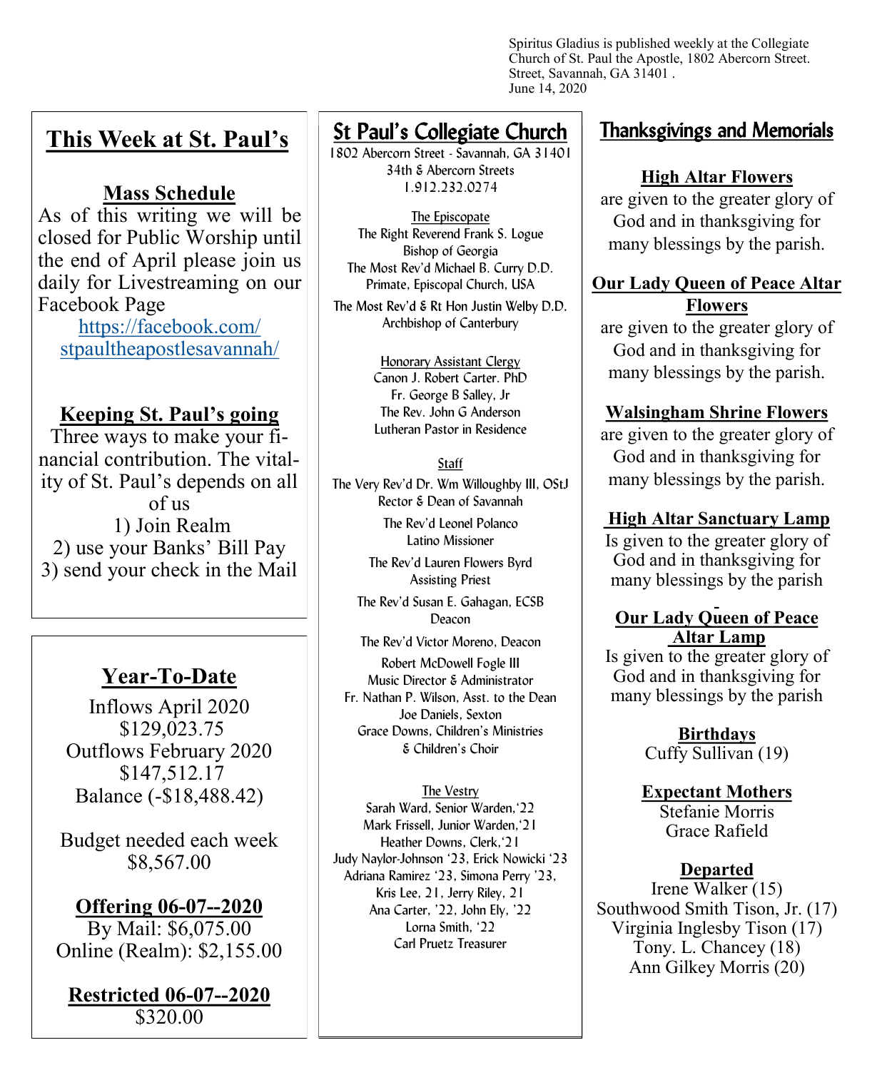Spiritus Gladius is published weekly at the Collegiate Church of St. Paul the Apostle, 1802 Abercorn Street. Street, Savannah, GA 31401 .
June 14, 2020

## This Week at St. Paul's

**Mass Schedule**

As of this writing we will be closed for Public Worship until the end of April please join us daily for Livestreaming on our Facebook Page
https://facebook.com/stpaultheapostlesavannah/

**Keeping St. Paul's going**

Three ways to make your financial contribution. The vitality of St. Paul's depends on all of us

1) Join Realm
2) use your Banks' Bill Pay
3) send your check in the Mail

## Year-To-Date

Inflows April 2020
$129,023.75
Outflows February 2020
$147,512.17
Balance (-$18,488.42)

Budget needed each week
$8,567.00

**Offering 06-07--2020**

By Mail: $6,075.00
Online (Realm): $2,155.00

**Restricted 06-07--2020**

$320.00

## St Paul's Collegiate Church

1802 Abercorn Street - Savannah, GA 31401
34th & Abercorn Streets
1.912.232.0274

The Episcopate

The Right Reverend Frank S. Logue
Bishop of Georgia
The Most Rev'd Michael B. Curry D.D.
Primate, Episcopal Church, USA
The Most Rev'd & Rt Hon Justin Welby D.D.
Archbishop of Canterbury

Honorary Assistant Clergy

Canon J. Robert Carter. PhD
Fr. George B Salley, Jr
The Rev. John G Anderson
Lutheran Pastor in Residence

Staff

The Very Rev'd Dr. Wm Willoughby III, OStJ
Rector & Dean of Savannah
The Rev'd Leonel Polanco
Latino Missioner
The Rev'd Lauren Flowers Byrd
Assisting Priest
The Rev'd Susan E. Gahagan, ECSB
Deacon
The Rev'd Victor Moreno, Deacon
Robert McDowell Fogle III
Music Director & Administrator
Fr. Nathan P. Wilson, Asst. to the Dean
Joe Daniels, Sexton
Grace Downs, Children's Ministries
& Children's Choir

The Vestry

Sarah Ward, Senior Warden,'22
Mark Frissell, Junior Warden,'21
Heather Downs, Clerk,'21
Judy Naylor-Johnson '23, Erick Nowicki '23
Adriana Ramirez '23, Simona Perry '23,
Kris Lee, 21, Jerry Riley, 21
Ana Carter, '22, John Ely, '22
Lorna Smith, '22
Carl Pruetz Treasurer

## Thanksgivings and Memorials

**High Altar Flowers**

are given to the greater glory of God and in thanksgiving for many blessings by the parish.

**Our Lady Queen of Peace Altar Flowers**

are given to the greater glory of God and in thanksgiving for many blessings by the parish.

**Walsingham Shrine Flowers**

are given to the greater glory of God and in thanksgiving for many blessings by the parish.

**High Altar Sanctuary Lamp**

Is given to the greater glory of God and in thanksgiving for many blessings by the parish

**Our Lady Queen of Peace Altar Lamp**

Is given to the greater glory of God and in thanksgiving for many blessings by the parish

**Birthdays**

Cuffy Sullivan (19)

**Expectant Mothers**

Stefanie Morris
Grace Rafield

**Departed**

Irene Walker (15)
Southwood Smith Tison, Jr. (17)
Virginia Inglesby Tison (17)
Tony. L. Chancey (18)
Ann Gilkey Morris (20)